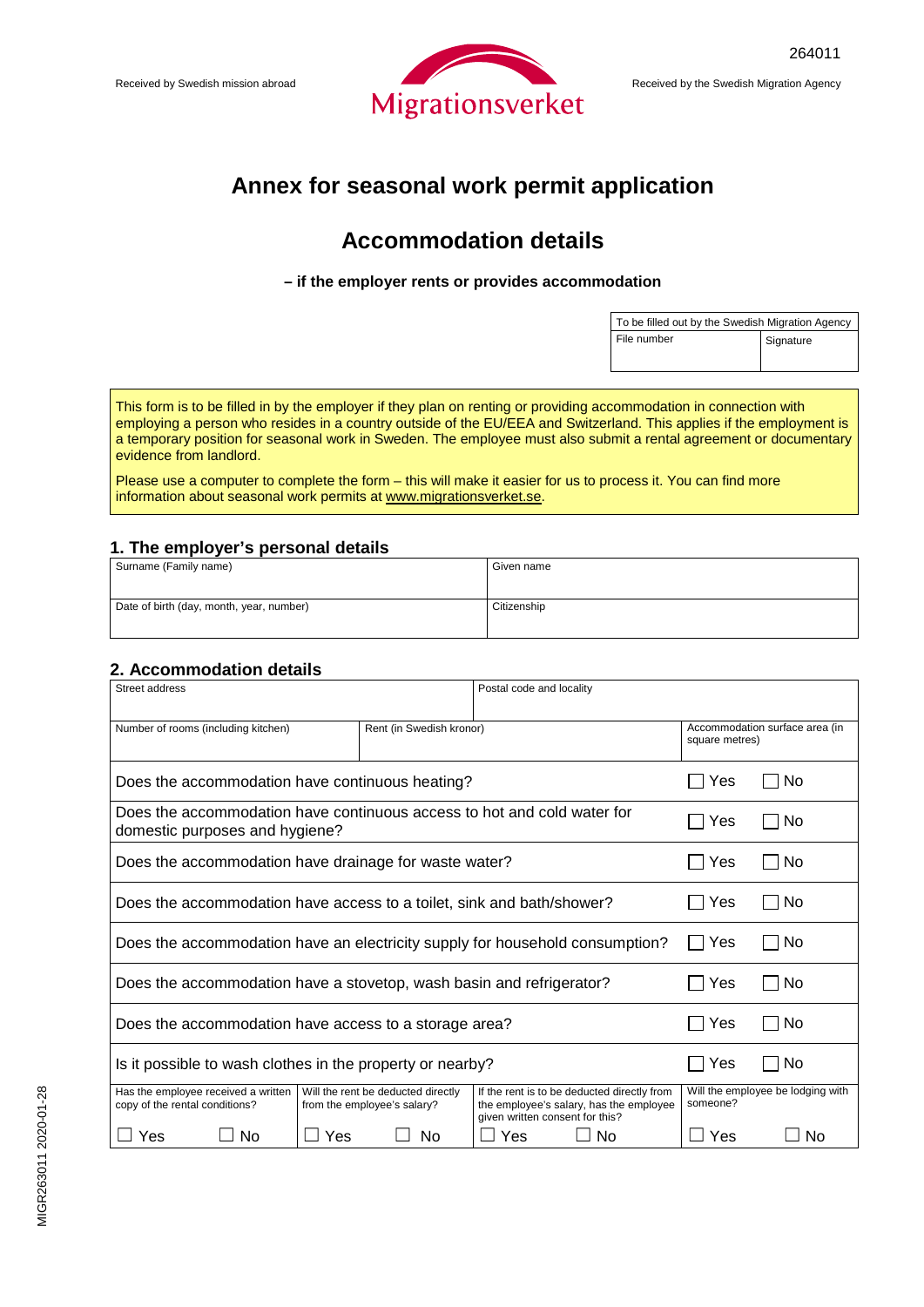264011

Received by Swedish mission abroad

Migrationsverket

Received by the Swedish Migration Agency

# Annex for seasonal work permit application

## Accommodation details

**– if the employer rents or provides accommodation**

| To be filled out by the Swedish Migration Agency | |
|---|---|
| File number | Signature |

This form is to be filled in by the employer if they plan on renting or providing accommodation in connection with employing a person who resides in a country outside of the EU/EEA and Switzerland. This applies if the employment is a temporary position for seasonal work in Sweden. The employee must also submit a rental agreement or documentary evidence from landlord.

Please use a computer to complete the form – this will make it easier for us to process it. You can find more information about seasonal work permits at www.migrationsverket.se.

### 1. The employer's personal details

| Surname (Family name) | Given name |
|---|---|
| Date of birth (day, month, year, number) | Citizenship |

### 2. Accommodation details

| Street address | | Postal code and locality | |
|---|---|---|---|
| Number of rooms (including kitchen) | Rent (in Swedish kronor) | | Accommodation surface area (in square metres) |

| Question | Answer |
|---|---|
| Does the accommodation have continuous heating? | ☐ Yes ☐ No |
| Does the accommodation have continuous access to hot and cold water for domestic purposes and hygiene? | ☐ Yes ☐ No |
| Does the accommodation have drainage for waste water? | ☐ Yes ☐ No |
| Does the accommodation have access to a toilet, sink and bath/shower? | ☐ Yes ☐ No |
| Does the accommodation have an electricity supply for household consumption? | ☐ Yes ☐ No |
| Does the accommodation have a stovetop, wash basin and refrigerator? | ☐ Yes ☐ No |
| Does the accommodation have access to a storage area? | ☐ Yes ☐ No |
| Is it possible to wash clothes in the property or nearby? | ☐ Yes ☐ No |

| Has the employee received a written copy of the rental conditions? | Will the rent be deducted directly from the employee's salary? | If the rent is to be deducted directly from the employee's salary, has the employee given written consent for this? | Will the employee be lodging with someone? |
|---|---|---|---|
| ☐ Yes ☐ No | ☐ Yes ☐ No | ☐ Yes ☐ No | ☐ Yes ☐ No |

MIGR263011 2020-01-28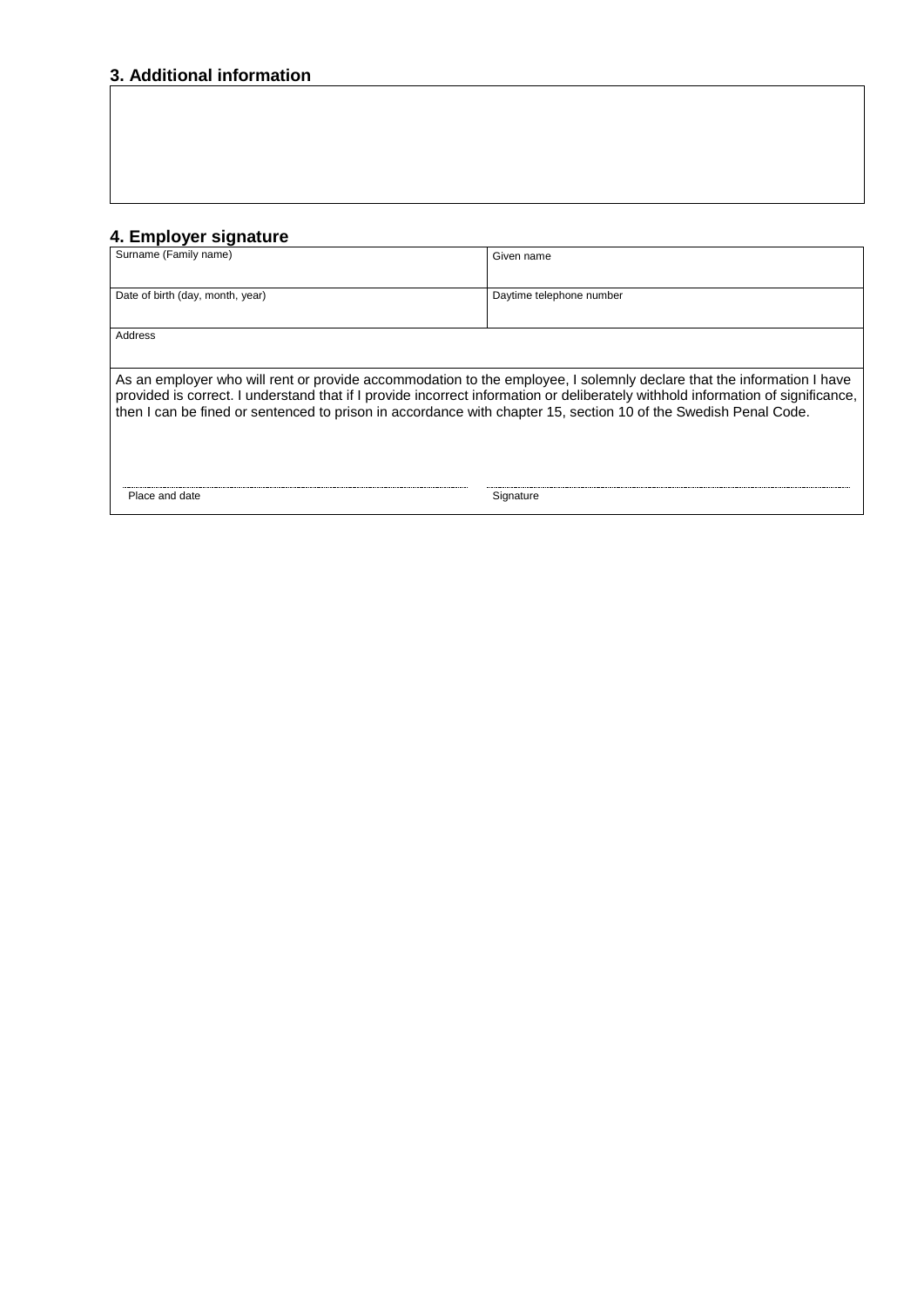## 3. Additional information

## 4. Employer signature

| | |
|---|---|
| Surname (Family name) | Given name |
| Date of birth (day, month, year) | Daytime telephone number |
| Address | |

As an employer who will rent or provide accommodation to the employee, I solemnly declare that the information I have provided is correct. I understand that if I provide incorrect information or deliberately withhold information of significance, then I can be fined or sentenced to prison in accordance with chapter 15, section 10 of the Swedish Penal Code.

| | |
|---|---|
| Place and date | Signature |